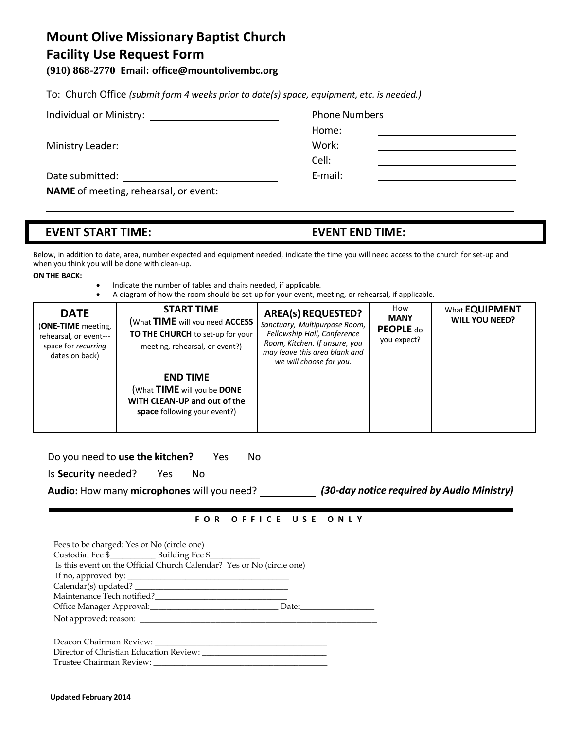# Mount Olive Missionary Baptist Church
# Facility Use Request Form

**(910) 868-2770 Email: office@mountolivembc.org**

To: Church Office *(submit form 4 weeks prior to date(s) space, equipment, etc. is needed.)*

Individual or Ministry: ______________________

Ministry Leader: ______________________

Date submitted: ______________________

Phone Numbers
Home: ______________________
Work: ______________________
Cell: ______________________
E-mail: ______________________

**NAME** of meeting, rehearsal, or event:

______________________________________________________________

**EVENT START TIME:** **EVENT END TIME:**

Below, in addition to date, area, number expected and equipment needed, indicate the time you will need access to the church for set-up and when you think you will be done with clean-up.

**ON THE BACK:**

- Indicate the number of tables and chairs needed, if applicable.
- A diagram of how the room should be set-up for your event, meeting, or rehearsal, if applicable.

| **DATE** (**ONE-TIME** meeting, rehearsal, or event---space for *recurring* dates on back) | **START TIME** (What **TIME** will you need **ACCESS TO THE CHURCH** to set-up for your meeting, rehearsal, or event?) | **AREA(s) REQUESTED?** *Sanctuary, Multipurpose Room, Fellowship Hall, Conference Room, Kitchen. If unsure, you may leave this area blank and we will choose for you.* | How **MANY PEOPLE** do you expect? | What **EQUIPMENT WILL YOU NEED?** |
|---|---|---|---|---|
| | **END TIME** (What **TIME** will you be **DONE WITH CLEAN-UP and out of the space** following your event?) | | | |

Do you need to **use the kitchen?** Yes No

Is **Security** needed? Yes No

**Audio:** How many **microphones** will you need? __________ ***(30-day notice required by Audio Ministry)***

**FOR OFFICE USE ONLY**

Fees to be charged: Yes or No (circle one)
Custodial Fee $__________ Building Fee $__________
Is this event on the Official Church Calendar? Yes or No (circle one)
If no, approved by: ______________________
Calendar(s) updated? ______________________
Maintenance Tech notified?______________________
Office Manager Approval:______________________ Date:__________
Not approved; reason: ______________________

Deacon Chairman Review: ______________________
Director of Christian Education Review: ______________________
Trustee Chairman Review: ______________________

**Updated February 2014**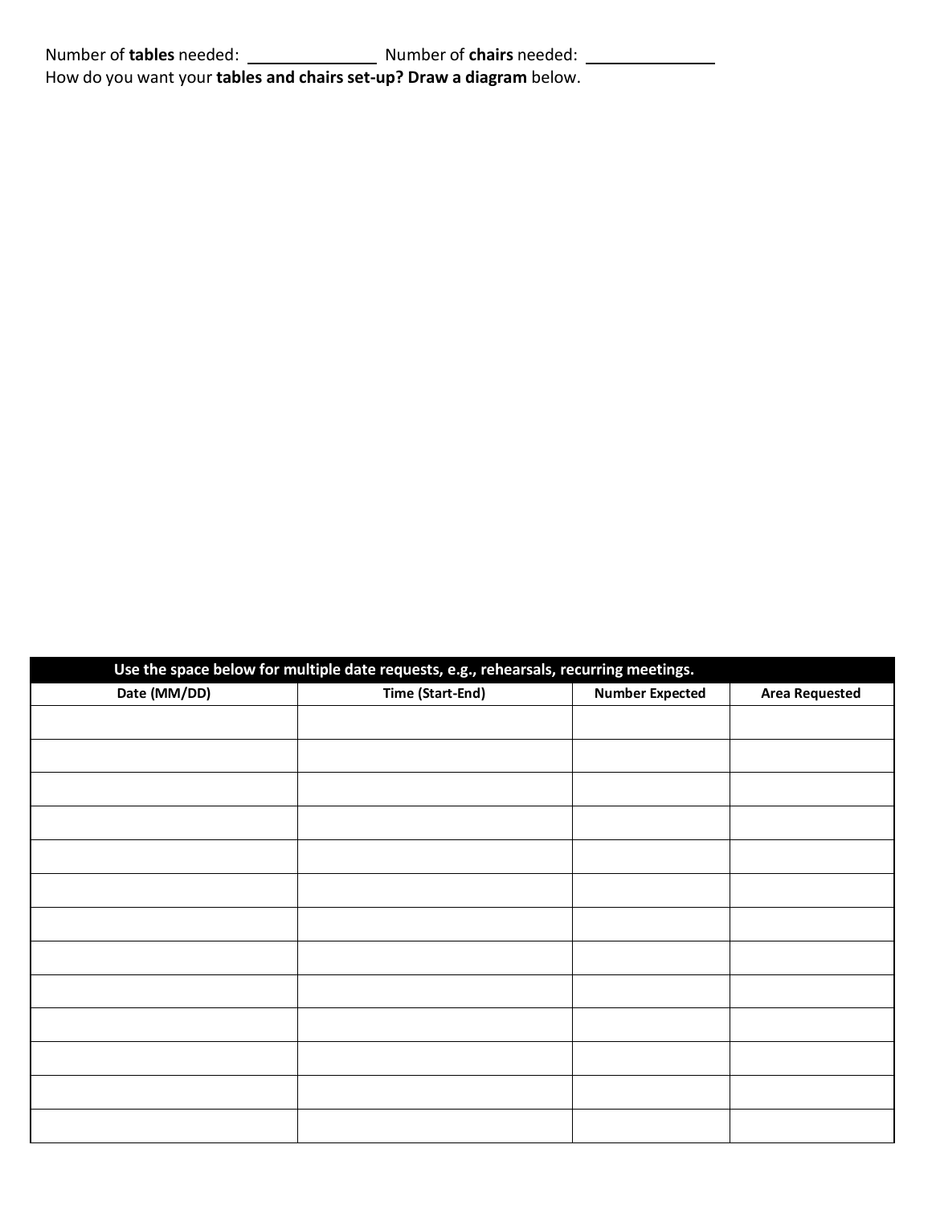Number of **tables** needed: ______________ Number of **chairs** needed: ______________

How do you want your **tables and chairs set-up? Draw a diagram** below.

| **Use the space below for multiple date requests, e.g., rehearsals, recurring meetings.** | | | |
|---|---|---|---|
| **Date (MM/DD)** | **Time (Start-End)** | **Number Expected** | **Area Requested** |
| | | | |
| | | | |
| | | | |
| | | | |
| | | | |
| | | | |
| | | | |
| | | | |
| | | | |
| | | | |
| | | | |
| | | | |
| | | | |